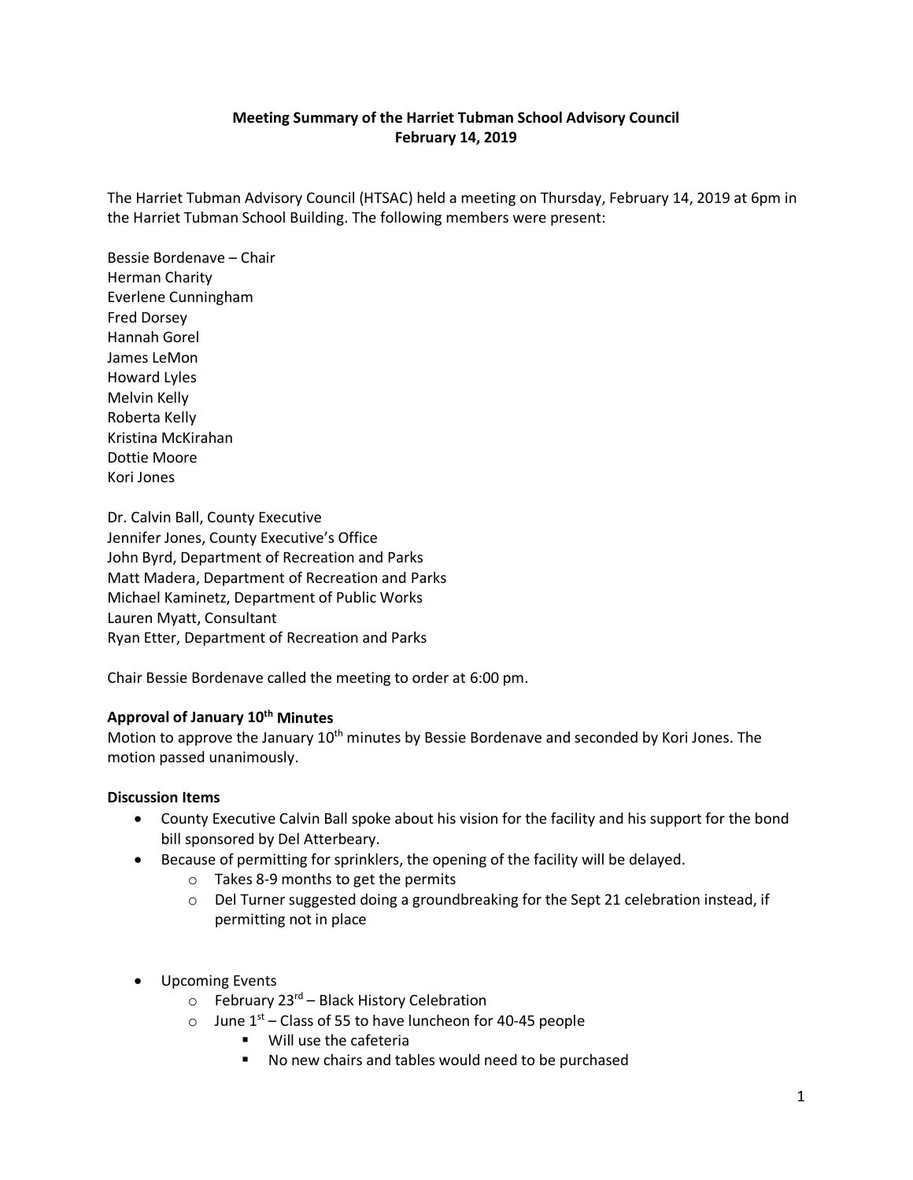**Meeting Summary of the Harriet Tubman School Advisory Council**
**February 14, 2019**

The Harriet Tubman Advisory Council (HTSAC) held a meeting on Thursday, February 14, 2019 at 6pm in the Harriet Tubman School Building. The following members were present:

Bessie Bordenave – Chair
Herman Charity
Everlene Cunningham
Fred Dorsey
Hannah Gorel
James LeMon
Howard Lyles
Melvin Kelly
Roberta Kelly
Kristina McKirahan
Dottie Moore
Kori Jones

Dr. Calvin Ball, County Executive
Jennifer Jones, County Executive's Office
John Byrd, Department of Recreation and Parks
Matt Madera, Department of Recreation and Parks
Michael Kaminetz, Department of Public Works
Lauren Myatt, Consultant
Ryan Etter, Department of Recreation and Parks

Chair Bessie Bordenave called the meeting to order at 6:00 pm.

**Approval of January 10th Minutes**

Motion to approve the January 10th minutes by Bessie Bordenave and seconded by Kori Jones. The motion passed unanimously.

**Discussion Items**

- County Executive Calvin Ball spoke about his vision for the facility and his support for the bond bill sponsored by Del Atterbeary.
- Because of permitting for sprinklers, the opening of the facility will be delayed.
  - Takes 8-9 months to get the permits
  - Del Turner suggested doing a groundbreaking for the Sept 21 celebration instead, if permitting not in place
- Upcoming Events
  - February 23rd – Black History Celebration
  - June 1st – Class of 55 to have luncheon for 40-45 people
    - Will use the cafeteria
    - No new chairs and tables would need to be purchased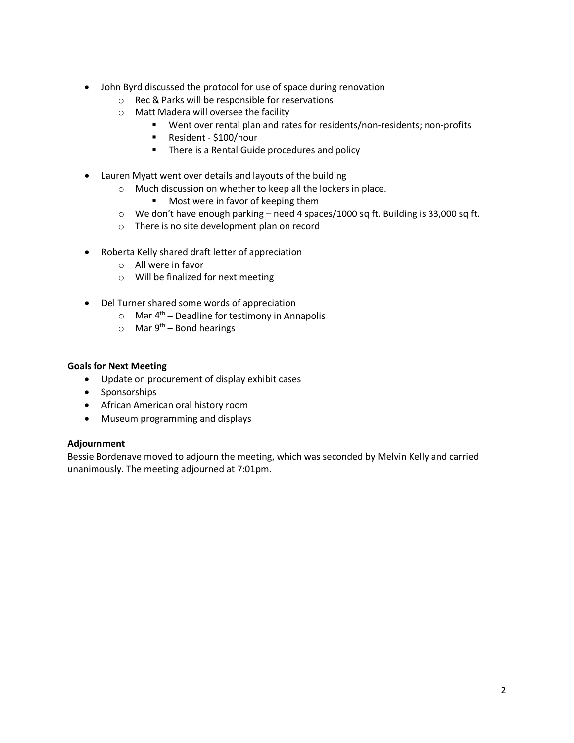- John Byrd discussed the protocol for use of space during renovation
  - Rec & Parks will be responsible for reservations
  - Matt Madera will oversee the facility
    - Went over rental plan and rates for residents/non-residents; non-profits
    - Resident - $100/hour
    - There is a Rental Guide procedures and policy

- Lauren Myatt went over details and layouts of the building
  - Much discussion on whether to keep all the lockers in place.
    - Most were in favor of keeping them
  - We don't have enough parking – need 4 spaces/1000 sq ft. Building is 33,000 sq ft.
  - There is no site development plan on record

- Roberta Kelly shared draft letter of appreciation
  - All were in favor
  - Will be finalized for next meeting

- Del Turner shared some words of appreciation
  - Mar 4th – Deadline for testimony in Annapolis
  - Mar 9th – Bond hearings

**Goals for Next Meeting**

- Update on procurement of display exhibit cases
- Sponsorships
- African American oral history room
- Museum programming and displays

**Adjournment**

Bessie Bordenave moved to adjourn the meeting, which was seconded by Melvin Kelly and carried unanimously. The meeting adjourned at 7:01pm.